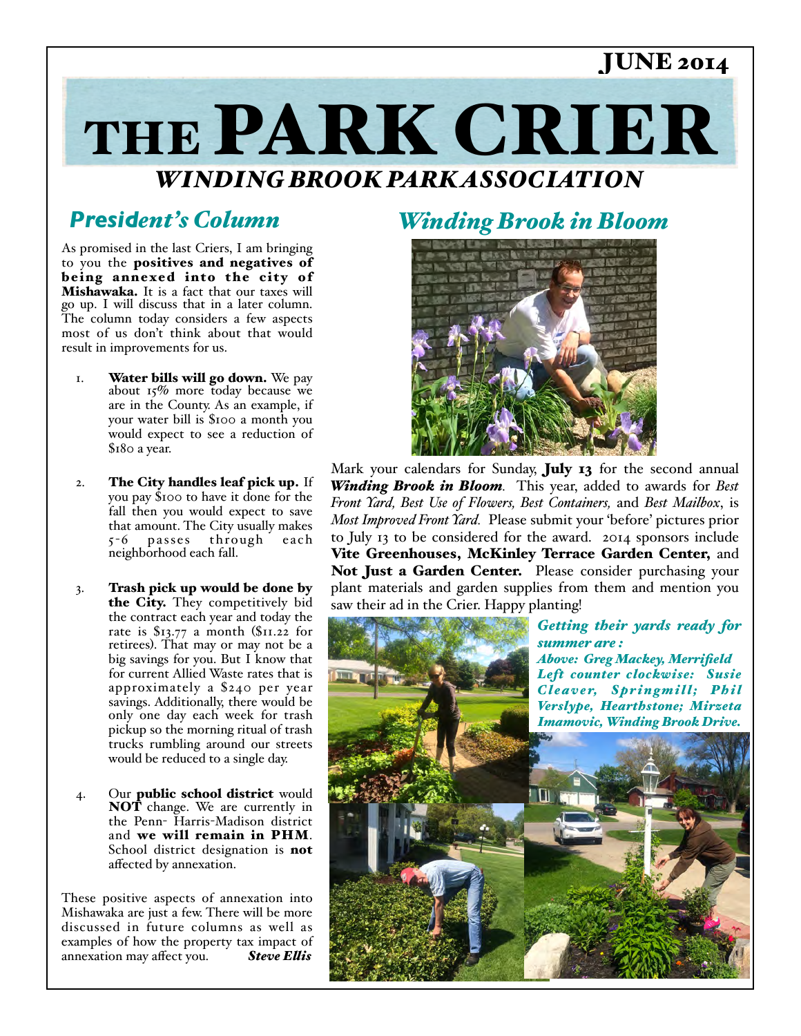JUNE 2014

# THE PARK CRIER

## *WINDING BROOK PARK ASSOCIATION*

## *President's Column*

As promised in the last Criers, I am bringing to you the **positives and negatives of being annexed into the city of Mishawaka.** It is a fact that our taxes will go up. I will discuss that in a later column. The column today considers a few aspects most of us don't think about that would result in improvements for us.

1. **Water bills will go down.** We pay about 15% more today because we are in the County. As an example, if your water bill is $100 a month you would expect to see a reduction of $180 a year.

2. **The City handles leaf pick up.** If you pay $100 to have it done for the fall then you would expect to save that amount. The City usually makes 5-6 passes through each neighborhood each fall.

3. **Trash pick up would be done by the City.** They competitively bid the contract each year and today the rate is $13.77 a month ($11.22 for retirees). That may or may not be a big savings for you. But I know that for current Allied Waste rates that is approximately a $240 per year savings. Additionally, there would be only one day each week for trash pickup so the morning ritual of trash trucks rumbling around our streets would be reduced to a single day.

4. Our **public school district** would **NOT** change. We are currently in the Penn- Harris-Madison district and **we will remain in PHM**. School district designation is **not** affected by annexation.

These positive aspects of annexation into Mishawaka are just a few. There will be more discussed in future columns as well as examples of how the property tax impact of annexation may affect you. ***Steve Ellis***

## *Winding Brook in Bloom*

Mark your calendars for Sunday, **July 13** for the second annual ***Winding Brook in Bloom***. This year, added to awards for *Best Front Yard, Best Use of Flowers, Best Containers,* and *Best Mailbox*, is *Most Improved Front Yard.* Please submit your 'before' pictures prior to July 13 to be considered for the award. 2014 sponsors include **Vite Greenhouses, McKinley Terrace Garden Center,** and **Not Just a Garden Center.** Please consider purchasing your plant materials and garden supplies from them and mention you saw their ad in the Crier. Happy planting!

***Getting their yards ready for summer are :***
***Above: Greg Mackey, Merrifield***
***Left counter clockwise: Susie Cleaver, Springmill; Phil Verslype, Hearthstone; Mirzeta Imamovic, Winding Brook Drive.***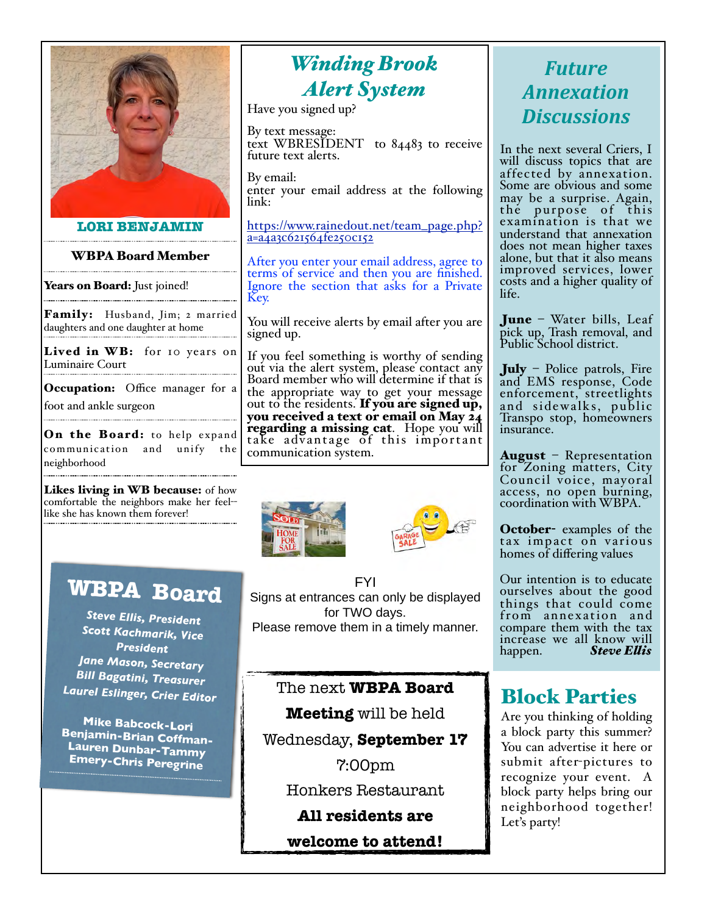**LORI BENJAMIN**

**WBPA Board Member**

**Years on Board:** Just joined!

**Family:** Husband, Jim; 2 married daughters and one daughter at home

**Lived in WB:** for 10 years on Luminaire Court

**Occupation:** Office manager for a foot and ankle surgeon

**On the Board:** to help expand communication and unify the neighborhood

**Likes living in WB because:** of how comfortable the neighbors make her feel--like she has known them forever!

## WBPA Board

*Steve Ellis, President*
*Scott Kachmarik, Vice President*
*Jane Mason, Secretary*
*Bill Bagatini, Treasurer*
*Laurel Eslinger, Crier Editor*

Mike Babcock-Lori Benjamin-Brian Coffman-Lauren Dunbar-Tammy Emery-Chris Peregrine

## *Winding Brook Alert System*

Have you signed up?

By text message:
text WBRESIDENT to 84483 to receive future text alerts.

By email:
enter your email address at the following link:

https://www.rainedout.net/team_page.php?a=a4a3c621564fe250c152

After you enter your email address, agree to terms of service and then you are finished. Ignore the section that asks for a Private Key.

You will receive alerts by email after you are signed up.

If you feel something is worthy of sending out via the alert system, please contact any Board member who will determine if that is the appropriate way to get your message out to the residents. **If you are signed up, you received a text or email on May 24 regarding a missing cat.** Hope you will take advantage of this important communication system.

FYI
Signs at entrances can only be displayed for TWO days.
Please remove them in a timely manner.

The next **WBPA Board Meeting** will be held
Wednesday, **September 17**
7:00pm
Honkers Restaurant
**All residents are welcome to attend!**

## *Future Annexation Discussions*

In the next several Criers, I will discuss topics that are affected by annexation. Some are obvious and some may be a surprise. Again, the purpose of this examination is that we understand that annexation does not mean higher taxes alone, but that it also means improved services, lower costs and a higher quality of life.

**June** – Water bills, Leaf pick up, Trash removal, and Public School district.

**July** – Police patrols, Fire and EMS response, Code enforcement, streetlights and sidewalks, public Transpo stop, homeowners insurance.

**August** – Representation for Zoning matters, City Council voice, mayoral access, no open burning, coordination with WBPA.

**October**- examples of the tax impact on various homes of differing values

Our intention is to educate ourselves about the good things that could come from annexation and compare them with the tax increase we all know will happen. ***Steve Ellis***

## Block Parties

Are you thinking of holding a block party this summer? You can advertise it here or submit after-pictures to recognize your event. A block party helps bring our neighborhood together! Let's party!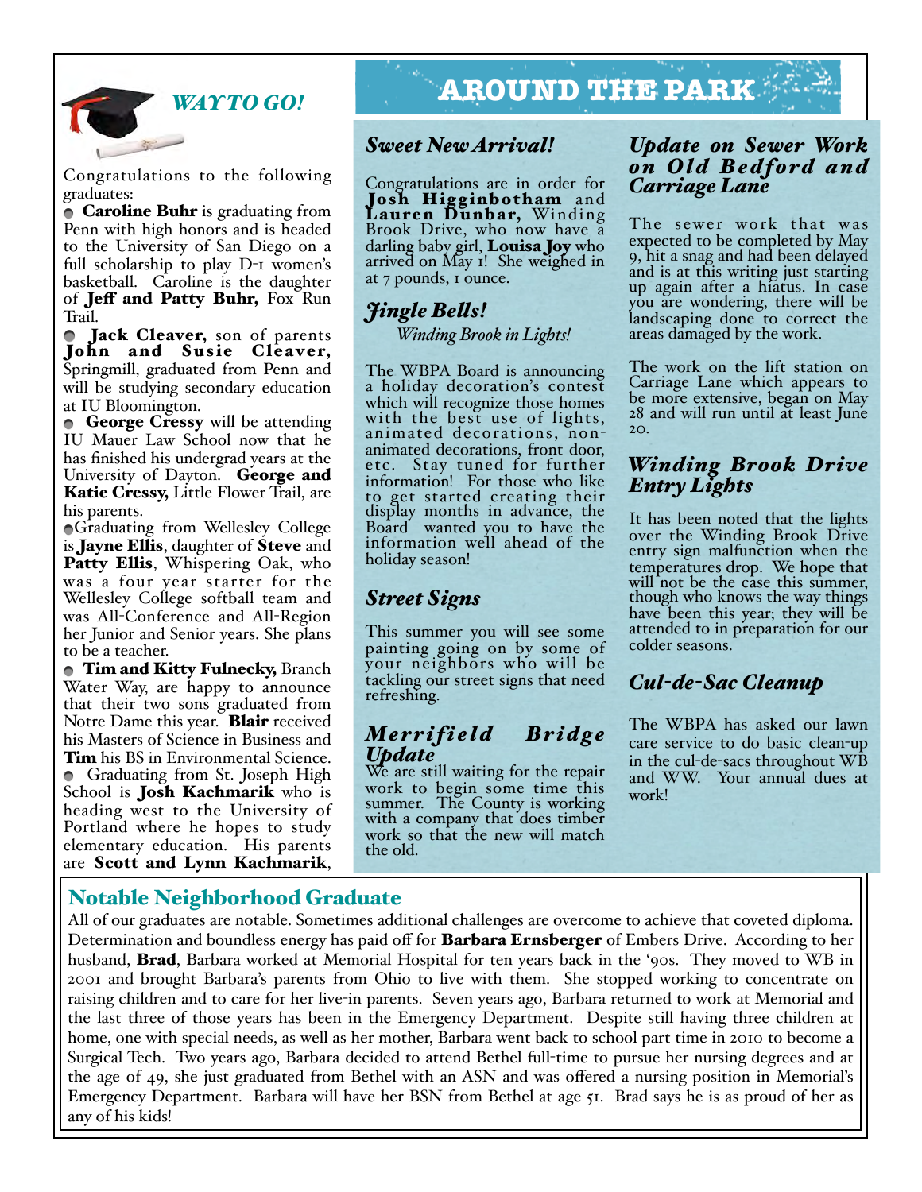## *WAY TO GO!*

Congratulations to the following graduates:

- **Caroline Buhr** is graduating from Penn with high honors and is headed to the University of San Diego on a full scholarship to play D-1 women's basketball. Caroline is the daughter of **Jeff and Patty Buhr,** Fox Run Trail.
- **Jack Cleaver,** son of parents **John and Susie Cleaver,** Springmill, graduated from Penn and will be studying secondary education at IU Bloomington.
- **George Cressy** will be attending IU Mauer Law School now that he has finished his undergrad years at the University of Dayton. **George and Katie Cressy,** Little Flower Trail, are his parents.
- Graduating from Wellesley College is **Jayne Ellis**, daughter of **Steve** and **Patty Ellis**, Whispering Oak, who was a four year starter for the Wellesley College softball team and was All-Conference and All-Region her Junior and Senior years. She plans to be a teacher.
- **Tim and Kitty Fulnecky,** Branch Water Way, are happy to announce that their two sons graduated from Notre Dame this year. **Blair** received his Masters of Science in Business and **Tim** his BS in Environmental Science.
- Graduating from St. Joseph High School is **Josh Kachmarik** who is heading west to the University of Portland where he hopes to study elementary education. His parents are **Scott and Lynn Kachmarik**,

# AROUND THE PARK

### *Sweet New Arrival!*

Congratulations are in order for **Josh Higginbotham** and **Lauren Dunbar,** Winding Brook Drive, who now have a darling baby girl, **Louisa Joy** who arrived on May 1! She weighed in at 7 pounds, 1 ounce.

### *Jingle Bells!*

*Winding Brook in Lights!*

The WBPA Board is announcing a holiday decoration's contest which will recognize those homes with the best use of lights, animated decorations, non-animated decorations, front door, etc. Stay tuned for further information! For those who like to get started creating their display months in advance, the Board wanted you to have the information well ahead of the holiday season!

### *Street Signs*

This summer you will see some painting going on by some of your neighbors who will be tackling our street signs that need refreshing.

### *Merrifield Bridge Update*

We are still waiting for the repair work to begin some time this summer. The County is working with a company that does timber work so that the new will match the old.

### *Update on Sewer Work on Old Bedford and Carriage Lane*

The sewer work that was expected to be completed by May 9, hit a snag and had been delayed and is at this writing just starting up again after a hiatus. In case you are wondering, there will be landscaping done to correct the areas damaged by the work.

The work on the lift station on Carriage Lane which appears to be more extensive, began on May 28 and will run until at least June 20.

### *Winding Brook Drive Entry Lights*

It has been noted that the lights over the Winding Brook Drive entry sign malfunction when the temperatures drop. We hope that will not be the case this summer, though who knows the way things have been this year; they will be attended to in preparation for our colder seasons.

### *Cul-de-Sac Cleanup*

The WBPA has asked our lawn care service to do basic clean-up in the cul-de-sacs throughout WB and WW. Your annual dues at work!

## Notable Neighborhood Graduate

All of our graduates are notable. Sometimes additional challenges are overcome to achieve that coveted diploma. Determination and boundless energy has paid off for **Barbara Ernsberger** of Embers Drive. According to her husband, **Brad**, Barbara worked at Memorial Hospital for ten years back in the '90s. They moved to WB in 2001 and brought Barbara's parents from Ohio to live with them. She stopped working to concentrate on raising children and to care for her live-in parents. Seven years ago, Barbara returned to work at Memorial and the last three of those years has been in the Emergency Department. Despite still having three children at home, one with special needs, as well as her mother, Barbara went back to school part time in 2010 to become a Surgical Tech. Two years ago, Barbara decided to attend Bethel full-time to pursue her nursing degrees and at the age of 49, she just graduated from Bethel with an ASN and was offered a nursing position in Memorial's Emergency Department. Barbara will have her BSN from Bethel at age 51. Brad says he is as proud of her as any of his kids!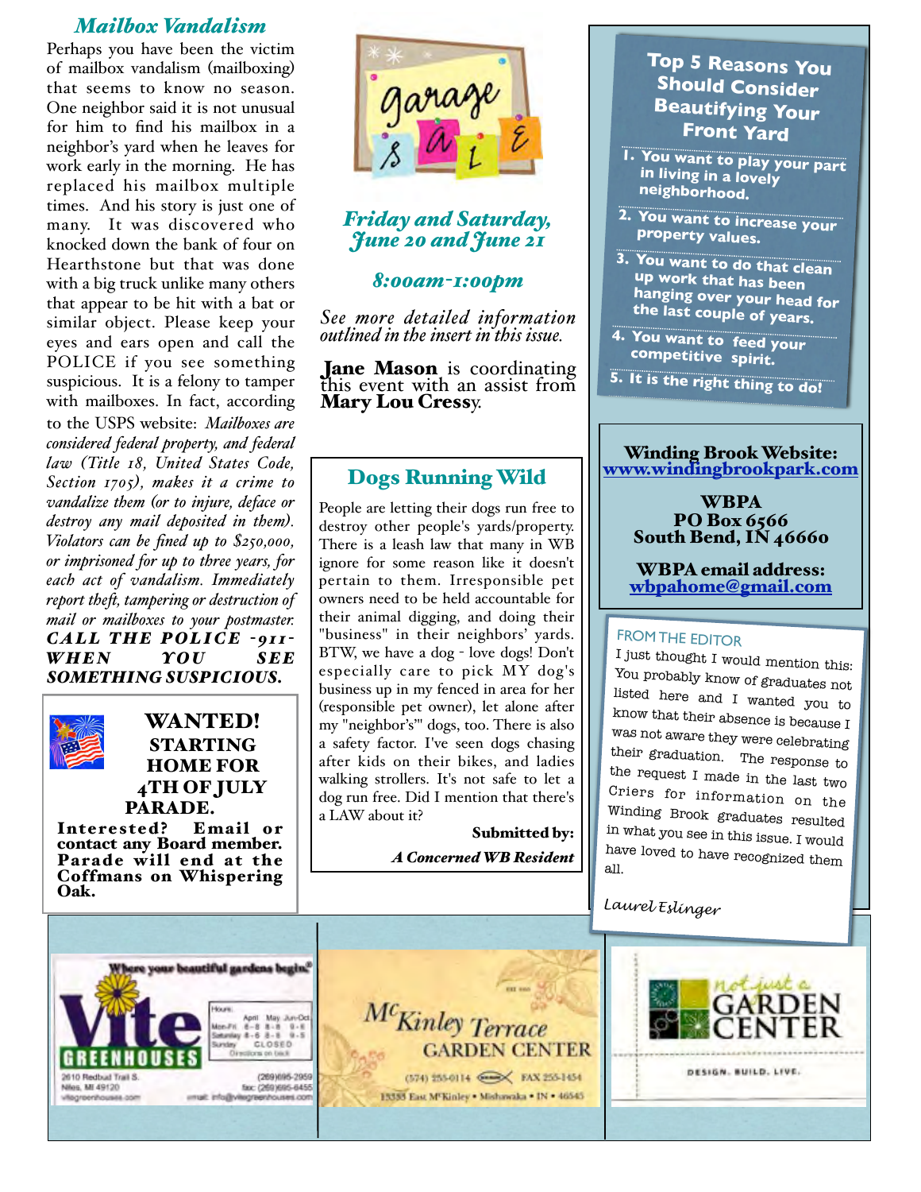## Mailbox Vandalism

Perhaps you have been the victim of mailbox vandalism (mailboxing) that seems to know no season. One neighbor said it is not unusual for him to find his mailbox in a neighbor's yard when he leaves for work early in the morning. He has replaced his mailbox multiple times. And his story is just one of many. It was discovered who knocked down the bank of four on Hearthstone but that was done with a big truck unlike many others that appear to be hit with a bat or similar object. Please keep your eyes and ears open and call the POLICE if you see something suspicious. It is a felony to tamper with mailboxes. In fact, according to the USPS website: *Mailboxes are considered federal property, and federal law (Title 18, United States Code, Section 1705), makes it a crime to vandalize them (or to injure, deface or destroy any mail deposited in them). Violators can be fined up to $250,000, or imprisoned for up to three years, for each act of vandalism. Immediately report theft, tampering or destruction of mail or mailboxes to your postmaster.* ***CALL THE POLICE -911- WHEN YOU SEE SOMETHING SUSPICIOUS.***

**WANTED! STARTING HOME FOR 4TH OF JULY PARADE.**

**Interested? Email or contact any Board member. Parade will end at the Coffmans on Whispering Oak.**

garage SALE

***Friday and Saturday, June 20 and June 21***

***8:00am-1:00pm***

*See more detailed information outlined in the insert in this issue.*

**Jane Mason** is coordinating this event with an assist from **Mary Lou Cressy**.

## Dogs Running Wild

People are letting their dogs run free to destroy other people's yards/property. There is a leash law that many in WB ignore for some reason like it doesn't pertain to them. Irresponsible pet owners need to be held accountable for their animal digging, and doing their "business" in their neighbors' yards. BTW, we have a dog - love dogs! Don't especially care to pick MY dog's business up in my fenced in area for her (responsible pet owner), let alone after my "neighbor's'" dogs, too. There is also a safety factor. I've seen dogs chasing after kids on their bikes, and ladies walking strollers. It's not safe to let a dog run free. Did I mention that there's a LAW about it?

**Submitted by:**

***A Concerned WB Resident***

## Top 5 Reasons You Should Consider Beautifying Your Front Yard

1. You want to play your part in living in a lovely neighborhood.
2. You want to increase your property values.
3. You want to do that clean up work that has been hanging over your head for the last couple of years.
4. You want to feed your competitive spirit.
5. It is the right thing to do!

**Winding Brook Website:**
**www.windingbrookpark.com**

**WBPA**
**PO Box 6566**
**South Bend, IN 46660**

**WBPA email address:**
**wbpahome@gmail.com**

### FROM THE EDITOR

I just thought I would mention this: You probably know of graduates not listed here and I wanted you to know that their absence is because I was not aware they were celebrating their graduation. The response to the request I made in the last two Criers for information on the Winding Brook graduates resulted in what you see in this issue. I would have loved to have recognized them all.

*Laurel Eslinger*

Where your beautiful gardens begin.® Vite GREENHOUSES
Hours: April May Jun-Oct; Mon-Fri 8-8 8-8 8-6; Saturday 8-6 8-6 9-5; Sunday CLOSED; Directions on back
2610 Redbud Trail S. Niles, MI 49120 vitegreenhouses.com
(269)695-2959 fax: (269)695-6455 email: info@vitegreenhouses.com

McKinley Terrace GARDEN CENTER
(574) 255-0114 FAX 255-1454
15535 East McKinley • Mishawaka • IN • 46545

not just a GARDEN CENTER
DESIGN. BUILD. LIVE.